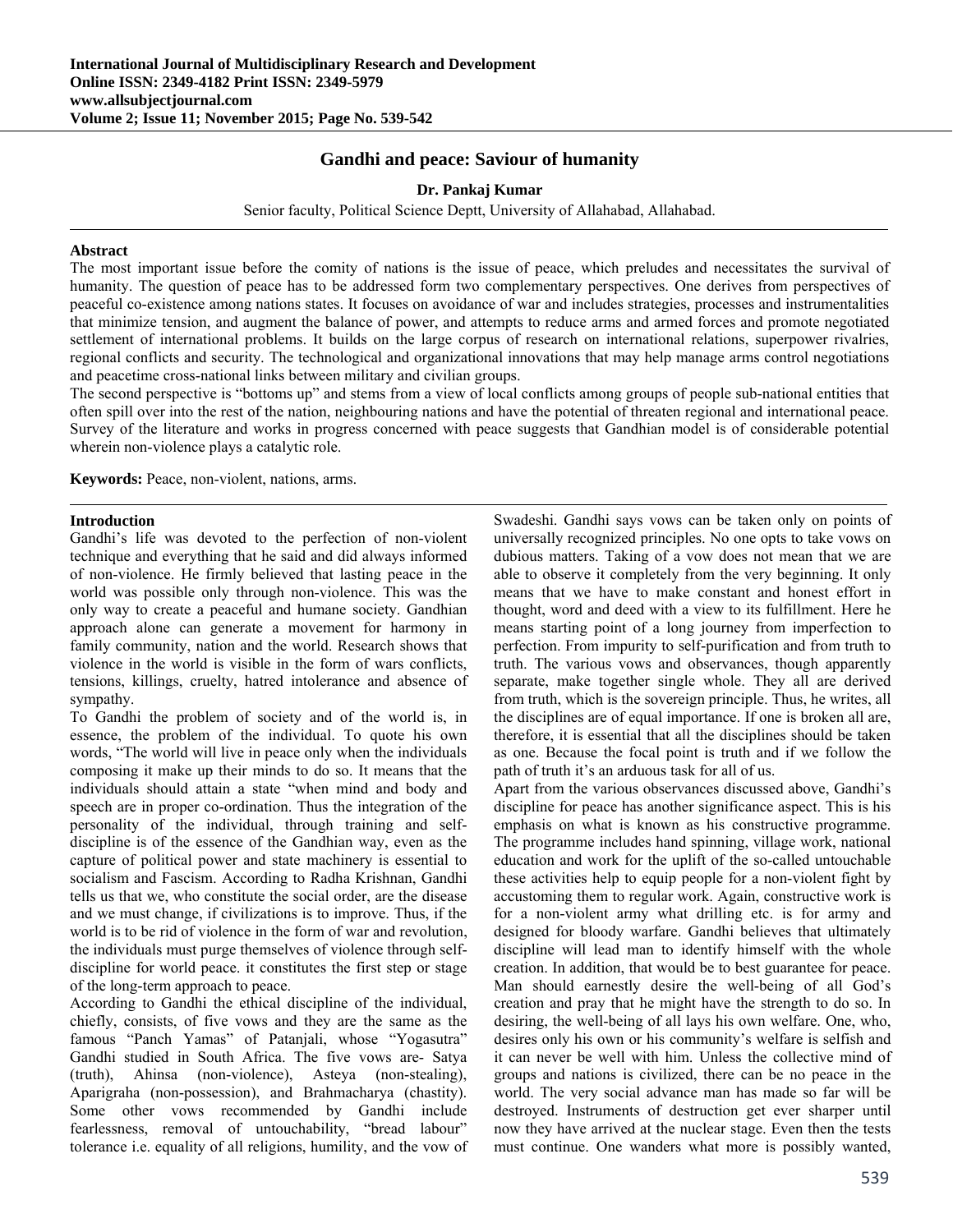# Gandhi and peace: Saviour of humanity

**Dr. Pankaj Kumar**

Senior faculty, Political Science Deptt, University of Allahabad, Allahabad.

## Abstract

The most important issue before the comity of nations is the issue of peace, which preludes and necessitates the survival of humanity. The question of peace has to be addressed form two complementary perspectives. One derives from perspectives of peaceful co-existence among nations states. It focuses on avoidance of war and includes strategies, processes and instrumentalities that minimize tension, and augment the balance of power, and attempts to reduce arms and armed forces and promote negotiated settlement of international problems. It builds on the large corpus of research on international relations, superpower rivalries, regional conflicts and security. The technological and organizational innovations that may help manage arms control negotiations and peacetime cross-national links between military and civilian groups.

The second perspective is "bottoms up" and stems from a view of local conflicts among groups of people sub-national entities that often spill over into the rest of the nation, neighbouring nations and have the potential of threaten regional and international peace. Survey of the literature and works in progress concerned with peace suggests that Gandhian model is of considerable potential wherein non-violence plays a catalytic role.

**Keywords:** Peace, non-violent, nations, arms.

## Introduction

Gandhi's life was devoted to the perfection of non-violent technique and everything that he said and did always informed of non-violence. He firmly believed that lasting peace in the world was possible only through non-violence. This was the only way to create a peaceful and humane society. Gandhian approach alone can generate a movement for harmony in family community, nation and the world. Research shows that violence in the world is visible in the form of wars conflicts, tensions, killings, cruelty, hatred intolerance and absence of sympathy.

To Gandhi the problem of society and of the world is, in essence, the problem of the individual. To quote his own words, "The world will live in peace only when the individuals composing it make up their minds to do so. It means that the individuals should attain a state "when mind and body and speech are in proper co-ordination. Thus the integration of the personality of the individual, through training and self-discipline is of the essence of the Gandhian way, even as the capture of political power and state machinery is essential to socialism and Fascism. According to Radha Krishnan, Gandhi tells us that we, who constitute the social order, are the disease and we must change, if civilizations is to improve. Thus, if the world is to be rid of violence in the form of war and revolution, the individuals must purge themselves of violence through self-discipline for world peace. it constitutes the first step or stage of the long-term approach to peace.

According to Gandhi the ethical discipline of the individual, chiefly, consists, of five vows and they are the same as the famous "Panch Yamas" of Patanjali, whose "Yogasutra" Gandhi studied in South Africa. The five vows are- Satya (truth), Ahinsa (non-violence), Asteya (non-stealing), Aparigraha (non-possession), and Brahmacharya (chastity). Some other vows recommended by Gandhi include fearlessness, removal of untouchability, "bread labour" tolerance i.e. equality of all religions, humility, and the vow of Swadeshi. Gandhi says vows can be taken only on points of universally recognized principles. No one opts to take vows on dubious matters. Taking of a vow does not mean that we are able to observe it completely from the very beginning. It only means that we have to make constant and honest effort in thought, word and deed with a view to its fulfillment. Here he means starting point of a long journey from imperfection to perfection. From impurity to self-purification and from truth to truth. The various vows and observances, though apparently separate, make together single whole. They all are derived from truth, which is the sovereign principle. Thus, he writes, all the disciplines are of equal importance. If one is broken all are, therefore, it is essential that all the disciplines should be taken as one. Because the focal point is truth and if we follow the path of truth it's an arduous task for all of us.

Apart from the various observances discussed above, Gandhi's discipline for peace has another significance aspect. This is his emphasis on what is known as his constructive programme. The programme includes hand spinning, village work, national education and work for the uplift of the so-called untouchable these activities help to equip people for a non-violent fight by accustoming them to regular work. Again, constructive work is for a non-violent army what drilling etc. is for army and designed for bloody warfare. Gandhi believes that ultimately discipline will lead man to identify himself with the whole creation. In addition, that would be to best guarantee for peace. Man should earnestly desire the well-being of all God's creation and pray that he might have the strength to do so. In desiring, the well-being of all lays his own welfare. One, who, desires only his own or his community's welfare is selfish and it can never be well with him. Unless the collective mind of groups and nations is civilized, there can be no peace in the world. The very social advance man has made so far will be destroyed. Instruments of destruction get ever sharper until now they have arrived at the nuclear stage. Even then the tests must continue. One wanders what more is possibly wanted,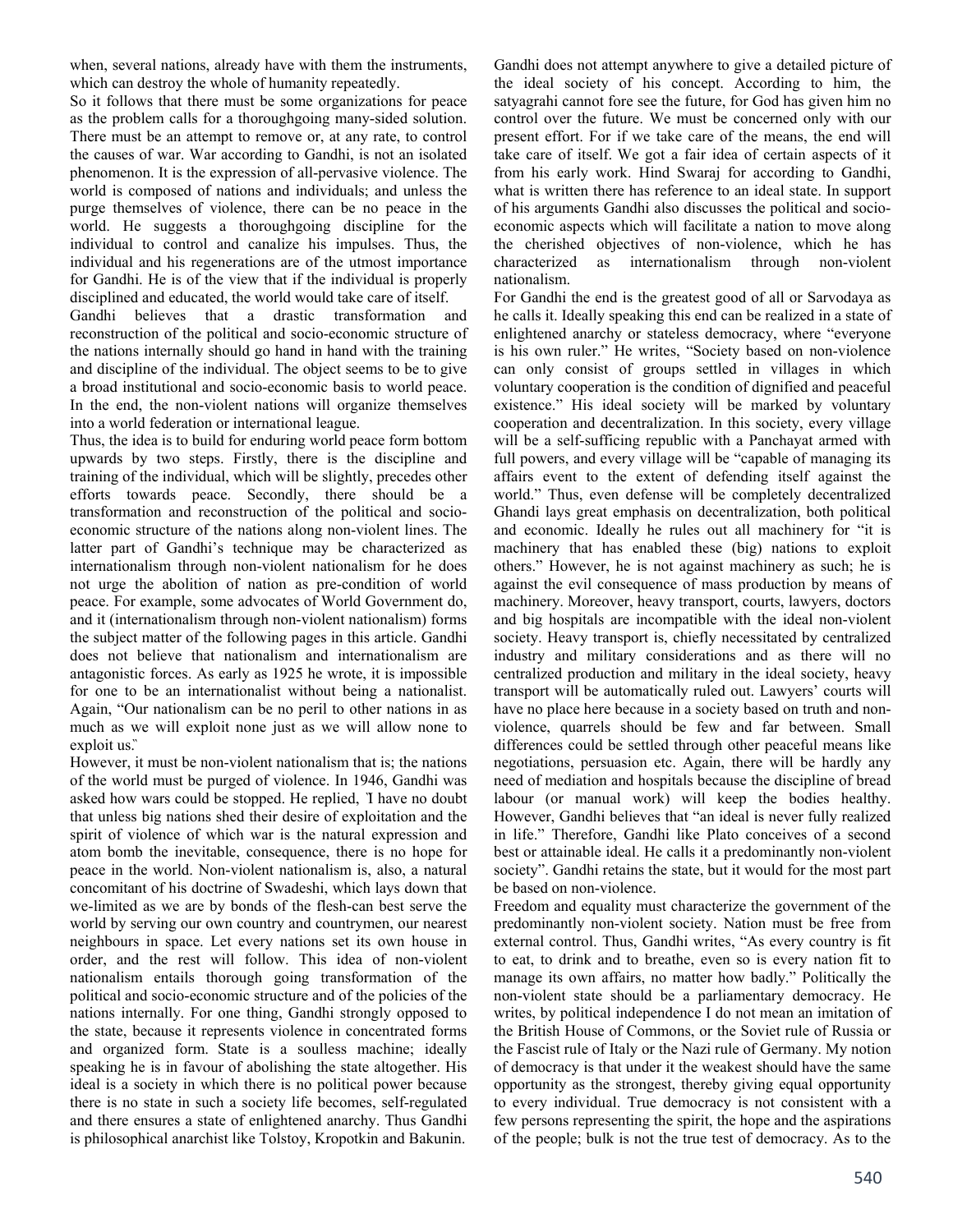when, several nations, already have with them the instruments, which can destroy the whole of humanity repeatedly.

So it follows that there must be some organizations for peace as the problem calls for a thoroughgoing many-sided solution. There must be an attempt to remove or, at any rate, to control the causes of war. War according to Gandhi, is not an isolated phenomenon. It is the expression of all-pervasive violence. The world is composed of nations and individuals; and unless the purge themselves of violence, there can be no peace in the world. He suggests a thoroughgoing discipline for the individual to control and canalize his impulses. Thus, the individual and his regenerations are of the utmost importance for Gandhi. He is of the view that if the individual is properly disciplined and educated, the world would take care of itself.

Gandhi believes that a drastic transformation and reconstruction of the political and socio-economic structure of the nations internally should go hand in hand with the training and discipline of the individual. The object seems to be to give a broad institutional and socio-economic basis to world peace. In the end, the non-violent nations will organize themselves into a world federation or international league.

Thus, the idea is to build for enduring world peace form bottom upwards by two steps. Firstly, there is the discipline and training of the individual, which will be slightly, precedes other efforts towards peace. Secondly, there should be a transformation and reconstruction of the political and socio-economic structure of the nations along non-violent lines. The latter part of Gandhi's technique may be characterized as internationalism through non-violent nationalism for he does not urge the abolition of nation as pre-condition of world peace. For example, some advocates of World Government do, and it (internationalism through non-violent nationalism) forms the subject matter of the following pages in this article. Gandhi does not believe that nationalism and internationalism are antagonistic forces. As early as 1925 he wrote, it is impossible for one to be an internationalist without being a nationalist. Again, "Our nationalism can be no peril to other nations in as much as we will exploit none just as we will allow none to exploit us."

However, it must be non-violent nationalism that is; the nations of the world must be purged of violence. In 1946, Gandhi was asked how wars could be stopped. He replied, 'I have no doubt that unless big nations shed their desire of exploitation and the spirit of violence of which war is the natural expression and atom bomb the inevitable, consequence, there is no hope for peace in the world. Non-violent nationalism is, also, a natural concomitant of his doctrine of Swadeshi, which lays down that we-limited as we are by bonds of the flesh-can best serve the world by serving our own country and countrymen, our nearest neighbours in space. Let every nations set its own house in order, and the rest will follow. This idea of non-violent nationalism entails thorough going transformation of the political and socio-economic structure and of the policies of the nations internally. For one thing, Gandhi strongly opposed to the state, because it represents violence in concentrated forms and organized form. State is a soulless machine; ideally speaking he is in favour of abolishing the state altogether. His ideal is a society in which there is no political power because there is no state in such a society life becomes, self-regulated and there ensures a state of enlightened anarchy. Thus Gandhi is philosophical anarchist like Tolstoy, Kropotkin and Bakunin.

Gandhi does not attempt anywhere to give a detailed picture of the ideal society of his concept. According to him, the satyagrahi cannot fore see the future, for God has given him no control over the future. We must be concerned only with our present effort. For if we take care of the means, the end will take care of itself. We got a fair idea of certain aspects of it from his early work. Hind Swaraj for according to Gandhi, what is written there has reference to an ideal state. In support of his arguments Gandhi also discusses the political and socio-economic aspects which will facilitate a nation to move along the cherished objectives of non-violence, which he has characterized as internationalism through non-violent nationalism.

For Gandhi the end is the greatest good of all or Sarvodaya as he calls it. Ideally speaking this end can be realized in a state of enlightened anarchy or stateless democracy, where "everyone is his own ruler." He writes, "Society based on non-violence can only consist of groups settled in villages in which voluntary cooperation is the condition of dignified and peaceful existence." His ideal society will be marked by voluntary cooperation and decentralization. In this society, every village will be a self-sufficing republic with a Panchayat armed with full powers, and every village will be "capable of managing its affairs event to the extent of defending itself against the world." Thus, even defense will be completely decentralized Ghandi lays great emphasis on decentralization, both political and economic. Ideally he rules out all machinery for "it is machinery that has enabled these (big) nations to exploit others." However, he is not against machinery as such; he is against the evil consequence of mass production by means of machinery. Moreover, heavy transport, courts, lawyers, doctors and big hospitals are incompatible with the ideal non-violent society. Heavy transport is, chiefly necessitated by centralized industry and military considerations and as there will no centralized production and military in the ideal society, heavy transport will be automatically ruled out. Lawyers' courts will have no place here because in a society based on truth and non-violence, quarrels should be few and far between. Small differences could be settled through other peaceful means like negotiations, persuasion etc. Again, there will be hardly any need of mediation and hospitals because the discipline of bread labour (or manual work) will keep the bodies healthy. However, Gandhi believes that "an ideal is never fully realized in life." Therefore, Gandhi like Plato conceives of a second best or attainable ideal. He calls it a predominantly non-violent society". Gandhi retains the state, but it would for the most part be based on non-violence.

Freedom and equality must characterize the government of the predominantly non-violent society. Nation must be free from external control. Thus, Gandhi writes, "As every country is fit to eat, to drink and to breathe, even so is every nation fit to manage its own affairs, no matter how badly." Politically the non-violent state should be a parliamentary democracy. He writes, by political independence I do not mean an imitation of the British House of Commons, or the Soviet rule of Russia or the Fascist rule of Italy or the Nazi rule of Germany. My notion of democracy is that under it the weakest should have the same opportunity as the strongest, thereby giving equal opportunity to every individual. True democracy is not consistent with a few persons representing the spirit, the hope and the aspirations of the people; bulk is not the true test of democracy. As to the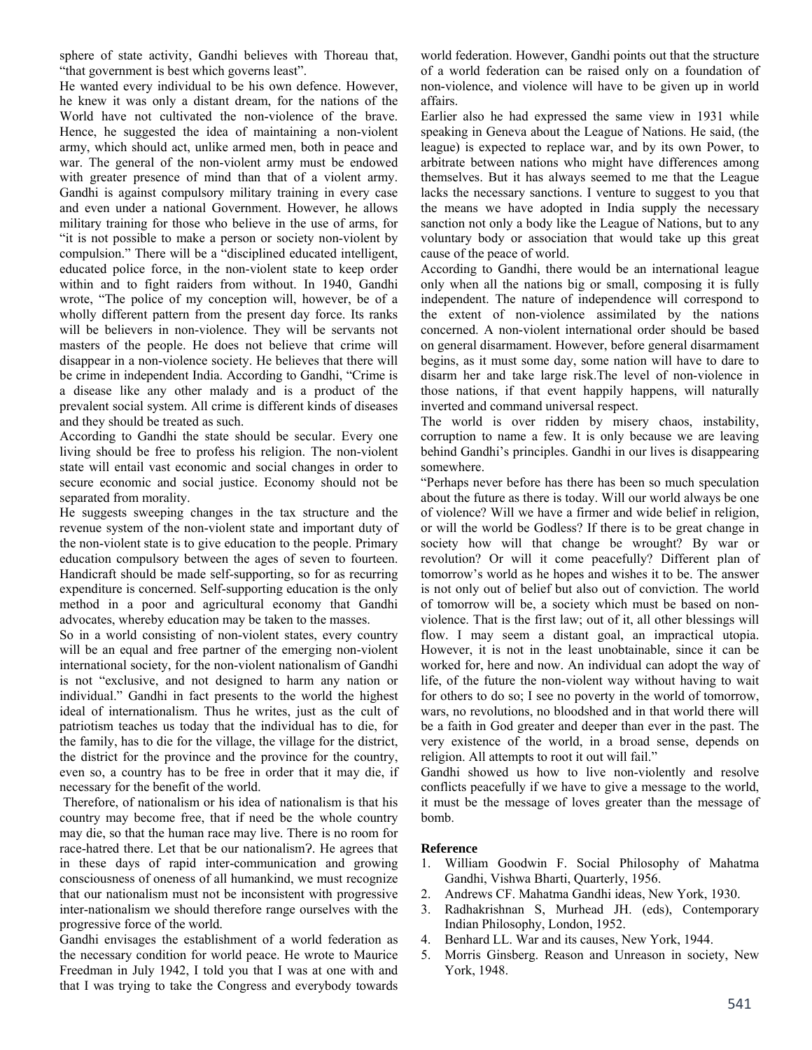sphere of state activity, Gandhi believes with Thoreau that, "that government is best which governs least".

He wanted every individual to be his own defence. However, he knew it was only a distant dream, for the nations of the World have not cultivated the non-violence of the brave. Hence, he suggested the idea of maintaining a non-violent army, which should act, unlike armed men, both in peace and war. The general of the non-violent army must be endowed with greater presence of mind than that of a violent army. Gandhi is against compulsory military training in every case and even under a national Government. However, he allows military training for those who believe in the use of arms, for "it is not possible to make a person or society non-violent by compulsion." There will be a "disciplined educated intelligent, educated police force, in the non-violent state to keep order within and to fight raiders from without. In 1940, Gandhi wrote, "The police of my conception will, however, be of a wholly different pattern from the present day force. Its ranks will be believers in non-violence. They will be servants not masters of the people. He does not believe that crime will disappear in a non-violence society. He believes that there will be crime in independent India. According to Gandhi, "Crime is a disease like any other malady and is a product of the prevalent social system. All crime is different kinds of diseases and they should be treated as such.

According to Gandhi the state should be secular. Every one living should be free to profess his religion. The non-violent state will entail vast economic and social changes in order to secure economic and social justice. Economy should not be separated from morality.

He suggests sweeping changes in the tax structure and the revenue system of the non-violent state and important duty of the non-violent state is to give education to the people. Primary education compulsory between the ages of seven to fourteen. Handicraft should be made self-supporting, so for as recurring expenditure is concerned. Self-supporting education is the only method in a poor and agricultural economy that Gandhi advocates, whereby education may be taken to the masses.

So in a world consisting of non-violent states, every country will be an equal and free partner of the emerging non-violent international society, for the non-violent nationalism of Gandhi is not "exclusive, and not designed to harm any nation or individual." Gandhi in fact presents to the world the highest ideal of internationalism. Thus he writes, just as the cult of patriotism teaches us today that the individual has to die, for the family, has to die for the village, the village for the district, the district for the province and the province for the country, even so, a country has to be free in order that it may die, if necessary for the benefit of the world.

Therefore, of nationalism or his idea of nationalism is that his country may become free, that if need be the whole country may die, so that the human race may live. There is no room for race-hatred there. Let that be our nationalism?. He agrees that in these days of rapid inter-communication and growing consciousness of oneness of all humankind, we must recognize that our nationalism must not be inconsistent with progressive inter-nationalism we should therefore range ourselves with the progressive force of the world.

Gandhi envisages the establishment of a world federation as the necessary condition for world peace. He wrote to Maurice Freedman in July 1942, I told you that I was at one with and that I was trying to take the Congress and everybody towards world federation. However, Gandhi points out that the structure of a world federation can be raised only on a foundation of non-violence, and violence will have to be given up in world affairs.

Earlier also he had expressed the same view in 1931 while speaking in Geneva about the League of Nations. He said, (the league) is expected to replace war, and by its own Power, to arbitrate between nations who might have differences among themselves. But it has always seemed to me that the League lacks the necessary sanctions. I venture to suggest to you that the means we have adopted in India supply the necessary sanction not only a body like the League of Nations, but to any voluntary body or association that would take up this great cause of the peace of world.

According to Gandhi, there would be an international league only when all the nations big or small, composing it is fully independent. The nature of independence will correspond to the extent of non-violence assimilated by the nations concerned. A non-violent international order should be based on general disarmament. However, before general disarmament begins, as it must some day, some nation will have to dare to disarm her and take large risk.The level of non-violence in those nations, if that event happily happens, will naturally inverted and command universal respect.

The world is over ridden by misery chaos, instability, corruption to name a few. It is only because we are leaving behind Gandhi's principles. Gandhi in our lives is disappearing somewhere.

"Perhaps never before has there has been so much speculation about the future as there is today. Will our world always be one of violence? Will we have a firmer and wide belief in religion, or will the world be Godless? If there is to be great change in society how will that change be wrought? By war or revolution? Or will it come peacefully? Different plan of tomorrow's world as he hopes and wishes it to be. The answer is not only out of belief but also out of conviction. The world of tomorrow will be, a society which must be based on non-violence. That is the first law; out of it, all other blessings will flow. I may seem a distant goal, an impractical utopia. However, it is not in the least unobtainable, since it can be worked for, here and now. An individual can adopt the way of life, of the future the non-violent way without having to wait for others to do so; I see no poverty in the world of tomorrow, wars, no revolutions, no bloodshed and in that world there will be a faith in God greater and deeper than ever in the past. The very existence of the world, in a broad sense, depends on religion. All attempts to root it out will fail."

Gandhi showed us how to live non-violently and resolve conflicts peacefully if we have to give a message to the world, it must be the message of loves greater than the message of bomb.

## Reference

1. William Goodwin F. Social Philosophy of Mahatma Gandhi, Vishwa Bharti, Quarterly, 1956.
2. Andrews CF. Mahatma Gandhi ideas, New York, 1930.
3. Radhakrishnan S, Murhead JH. (eds), Contemporary Indian Philosophy, London, 1952.
4. Benhard LL. War and its causes, New York, 1944.
5. Morris Ginsberg. Reason and Unreason in society, New York, 1948.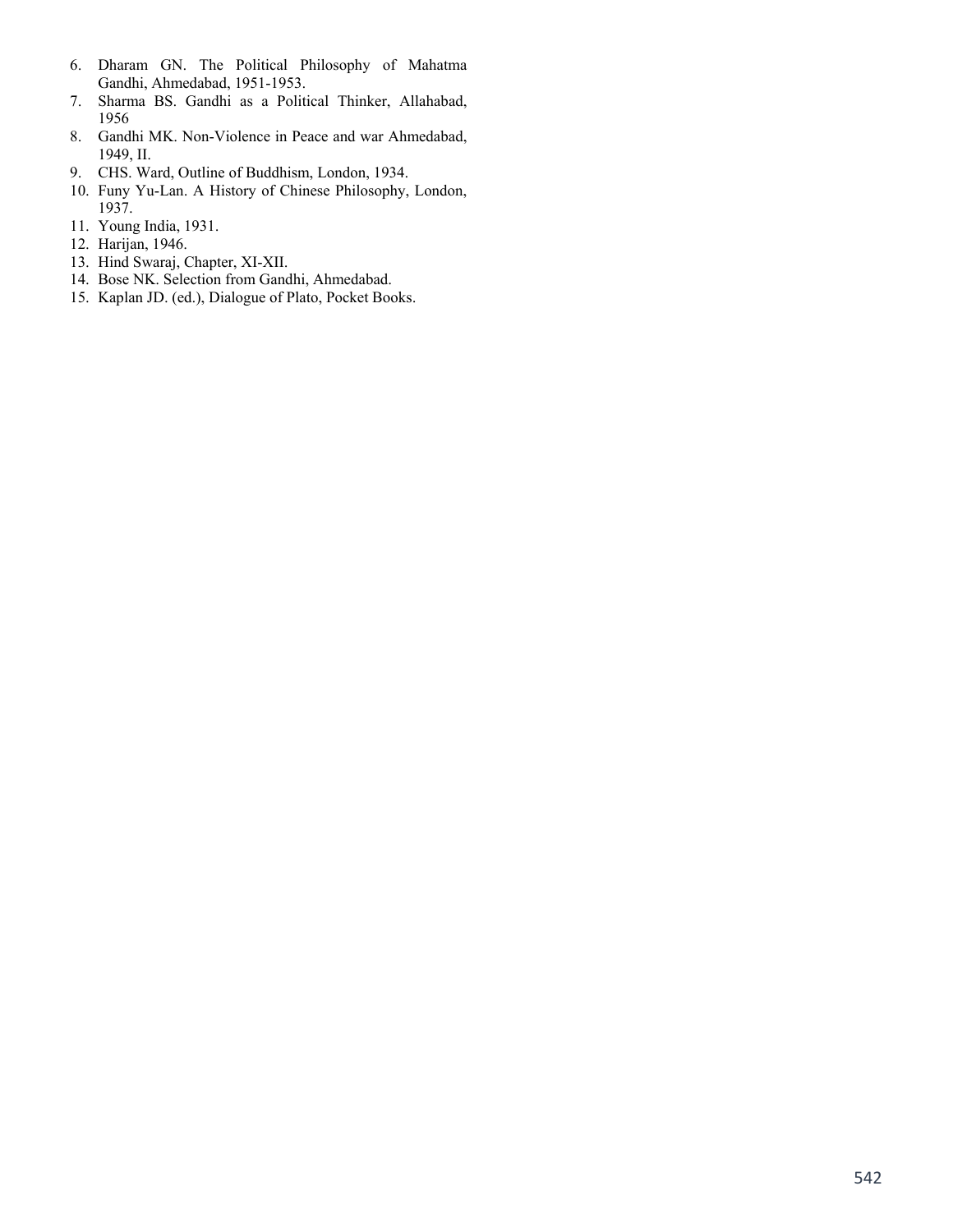6. Dharam GN. The Political Philosophy of Mahatma Gandhi, Ahmedabad, 1951-1953.
7. Sharma BS. Gandhi as a Political Thinker, Allahabad, 1956
8. Gandhi MK. Non-Violence in Peace and war Ahmedabad, 1949, II.
9. CHS. Ward, Outline of Buddhism, London, 1934.
10. Funy Yu-Lan. A History of Chinese Philosophy, London, 1937.
11. Young India, 1931.
12. Harijan, 1946.
13. Hind Swaraj, Chapter, XI-XII.
14. Bose NK. Selection from Gandhi, Ahmedabad.
15. Kaplan JD. (ed.), Dialogue of Plato, Pocket Books.